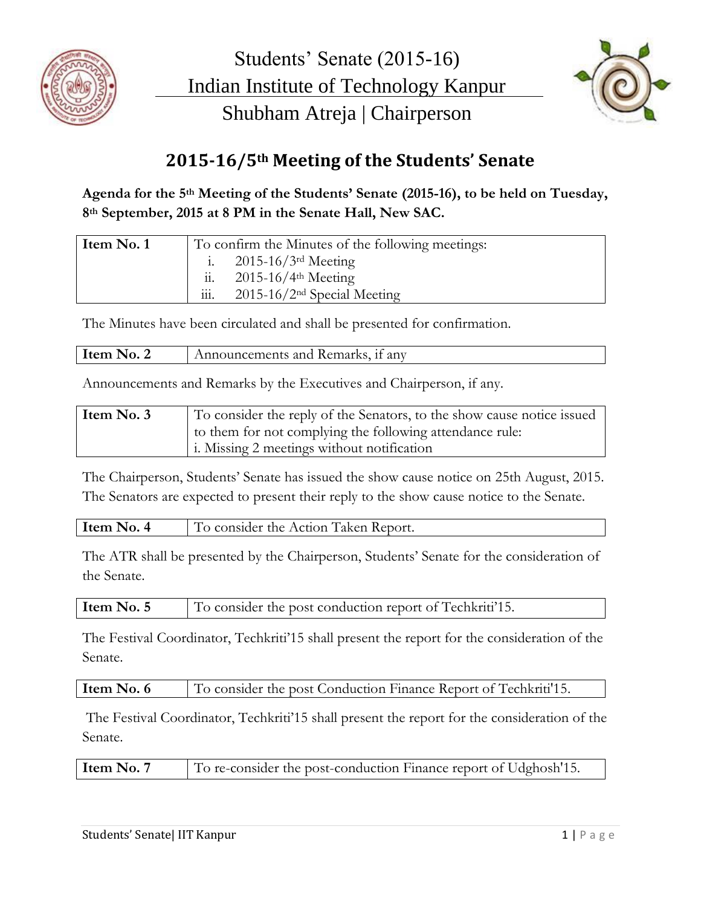# Students' Senate (2015-16)
## Indian Institute of Technology Kanpur
## Shubham Atreja | Chairperson

# 2015-16/5th Meeting of the Students' Senate

**Agenda for the 5th Meeting of the Students' Senate (2015-16), to be held on Tuesday, 8th September, 2015 at 8 PM in the Senate Hall, New SAC.**

| **Item No. 1** | To confirm the Minutes of the following meetings:<br>i. 2015-16/3rd Meeting<br>ii. 2015-16/4th Meeting<br>iii. 2015-16/2nd Special Meeting |
|---|---|

The Minutes have been circulated and shall be presented for confirmation.

| **Item No. 2** | Announcements and Remarks, if any |
|---|---|

Announcements and Remarks by the Executives and Chairperson, if any.

| **Item No. 3** | To consider the reply of the Senators, to the show cause notice issued to them for not complying the following attendance rule:<br>i. Missing 2 meetings without notification |
|---|---|

The Chairperson, Students' Senate has issued the show cause notice on 25th August, 2015. The Senators are expected to present their reply to the show cause notice to the Senate.

| **Item No. 4** | To consider the Action Taken Report. |
|---|---|

The ATR shall be presented by the Chairperson, Students' Senate for the consideration of the Senate.

| **Item No. 5** | To consider the post conduction report of Techkriti'15. |
|---|---|

The Festival Coordinator, Techkriti'15 shall present the report for the consideration of the Senate.

| **Item No. 6** | To consider the post Conduction Finance Report of Techkriti'15. |
|---|---|

The Festival Coordinator, Techkriti'15 shall present the report for the consideration of the Senate.

| **Item No. 7** | To re-consider the post-conduction Finance report of Udghosh'15. |
|---|---|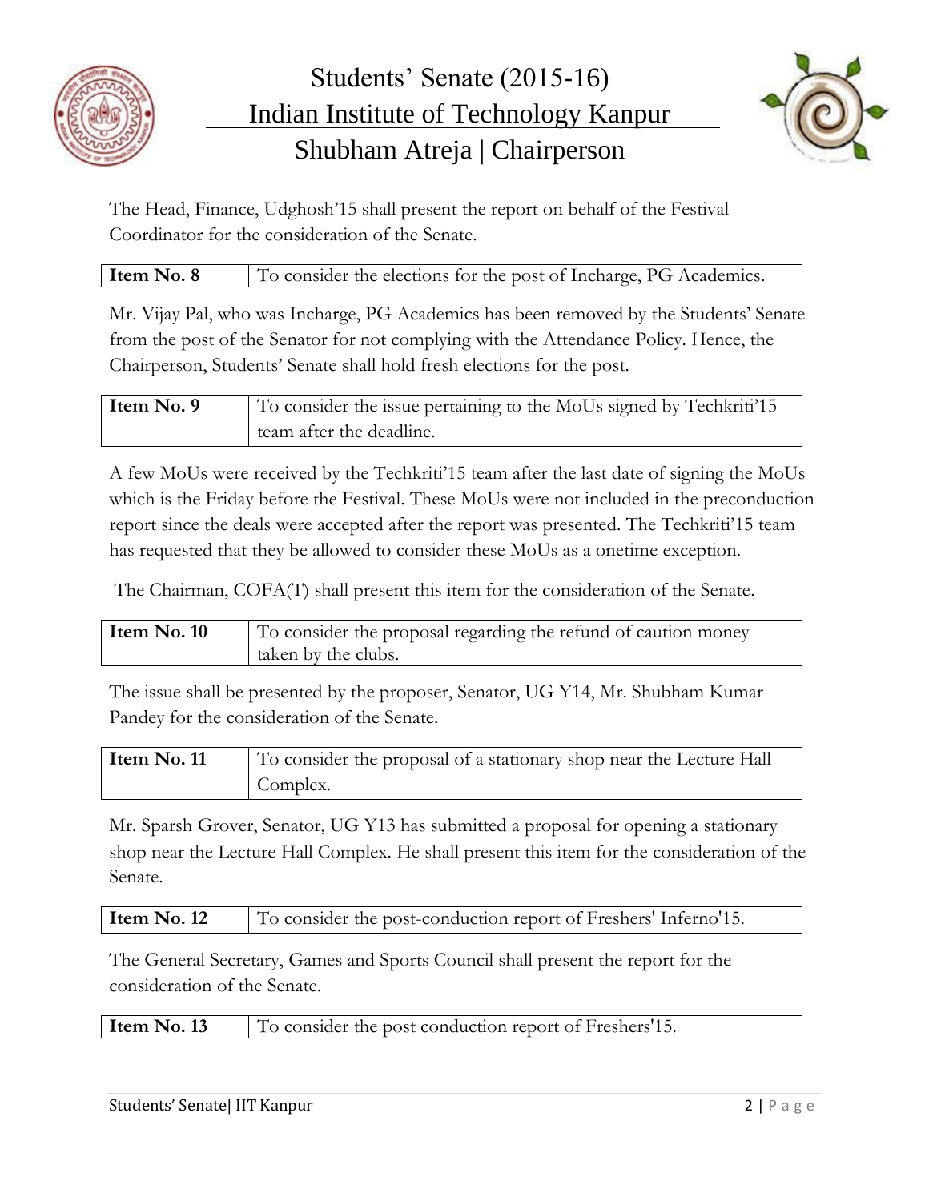The Head, Finance, Udghosh'15 shall present the report on behalf of the Festival Coordinator for the consideration of the Senate.

| **Item No. 8** | To consider the elections for the post of Incharge, PG Academics. |
|---|---|

Mr. Vijay Pal, who was Incharge, PG Academics has been removed by the Students' Senate from the post of the Senator for not complying with the Attendance Policy. Hence, the Chairperson, Students' Senate shall hold fresh elections for the post.

| **Item No. 9** | To consider the issue pertaining to the MoUs signed by Techkriti'15 team after the deadline. |
|---|---|

A few MoUs were received by the Techkriti'15 team after the last date of signing the MoUs which is the Friday before the Festival. These MoUs were not included in the preconduction report since the deals were accepted after the report was presented. The Techkriti'15 team has requested that they be allowed to consider these MoUs as a onetime exception.

The Chairman, COFA(T) shall present this item for the consideration of the Senate.

| **Item No. 10** | To consider the proposal regarding the refund of caution money taken by the clubs. |
|---|---|

The issue shall be presented by the proposer, Senator, UG Y14, Mr. Shubham Kumar Pandey for the consideration of the Senate.

| **Item No. 11** | To consider the proposal of a stationary shop near the Lecture Hall Complex. |
|---|---|

Mr. Sparsh Grover, Senator, UG Y13 has submitted a proposal for opening a stationary shop near the Lecture Hall Complex. He shall present this item for the consideration of the Senate.

| **Item No. 12** | To consider the post-conduction report of Freshers' Inferno'15. |
|---|---|

The General Secretary, Games and Sports Council shall present the report for the consideration of the Senate.

| **Item No. 13** | To consider the post conduction report of Freshers'15. |
|---|---|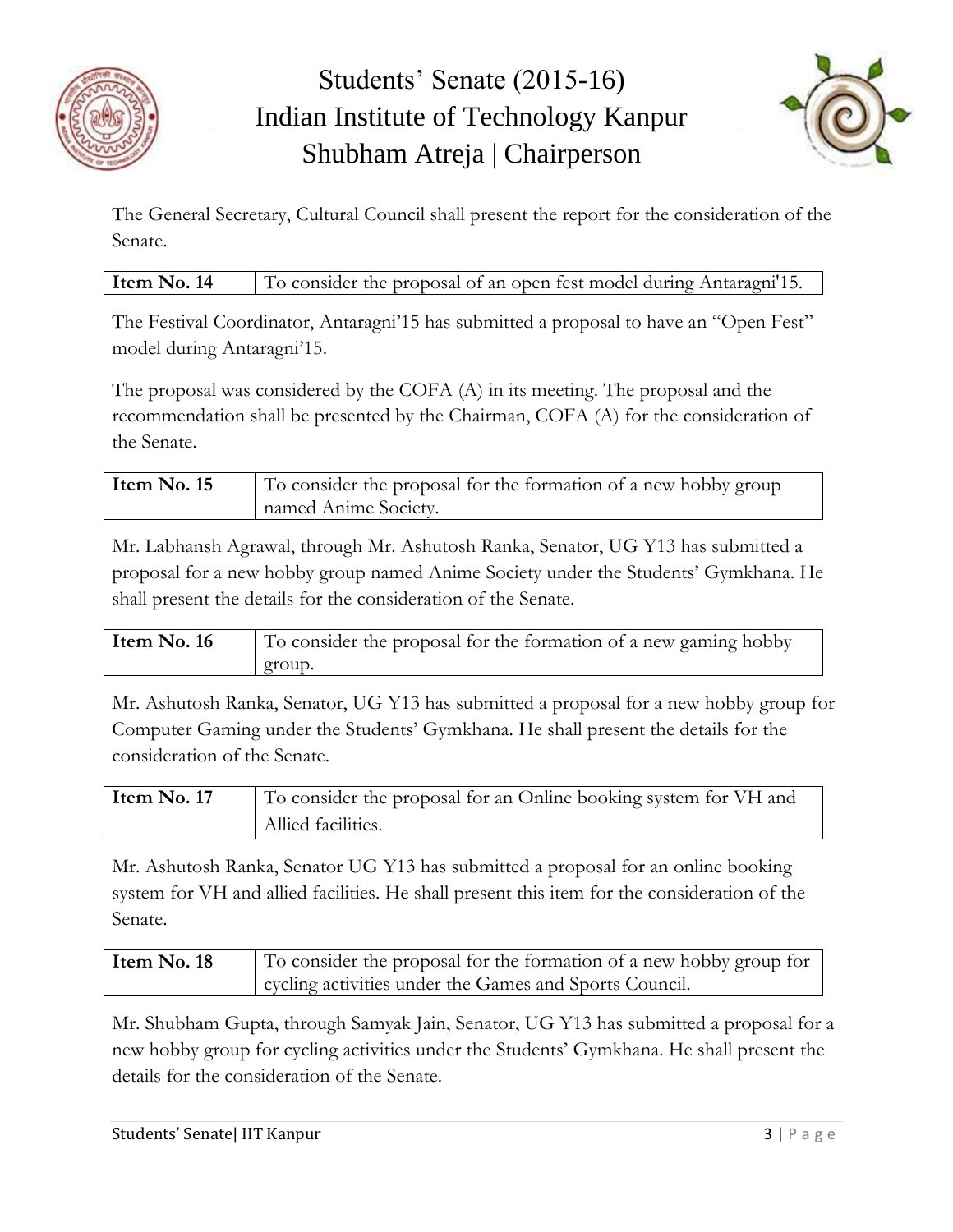The General Secretary, Cultural Council shall present the report for the consideration of the Senate.

| **Item No. 14** | To consider the proposal of an open fest model during Antaragni'15. |
|---|---|

The Festival Coordinator, Antaragni'15 has submitted a proposal to have an "Open Fest" model during Antaragni'15.

The proposal was considered by the COFA (A) in its meeting. The proposal and the recommendation shall be presented by the Chairman, COFA (A) for the consideration of the Senate.

| **Item No. 15** | To consider the proposal for the formation of a new hobby group named Anime Society. |
|---|---|

Mr. Labhansh Agrawal, through Mr. Ashutosh Ranka, Senator, UG Y13 has submitted a proposal for a new hobby group named Anime Society under the Students' Gymkhana. He shall present the details for the consideration of the Senate.

| **Item No. 16** | To consider the proposal for the formation of a new gaming hobby group. |
|---|---|

Mr. Ashutosh Ranka, Senator, UG Y13 has submitted a proposal for a new hobby group for Computer Gaming under the Students' Gymkhana. He shall present the details for the consideration of the Senate.

| **Item No. 17** | To consider the proposal for an Online booking system for VH and Allied facilities. |
|---|---|

Mr. Ashutosh Ranka, Senator UG Y13 has submitted a proposal for an online booking system for VH and allied facilities. He shall present this item for the consideration of the Senate.

| **Item No. 18** | To consider the proposal for the formation of a new hobby group for cycling activities under the Games and Sports Council. |
|---|---|

Mr. Shubham Gupta, through Samyak Jain, Senator, UG Y13 has submitted a proposal for a new hobby group for cycling activities under the Students' Gymkhana. He shall present the details for the consideration of the Senate.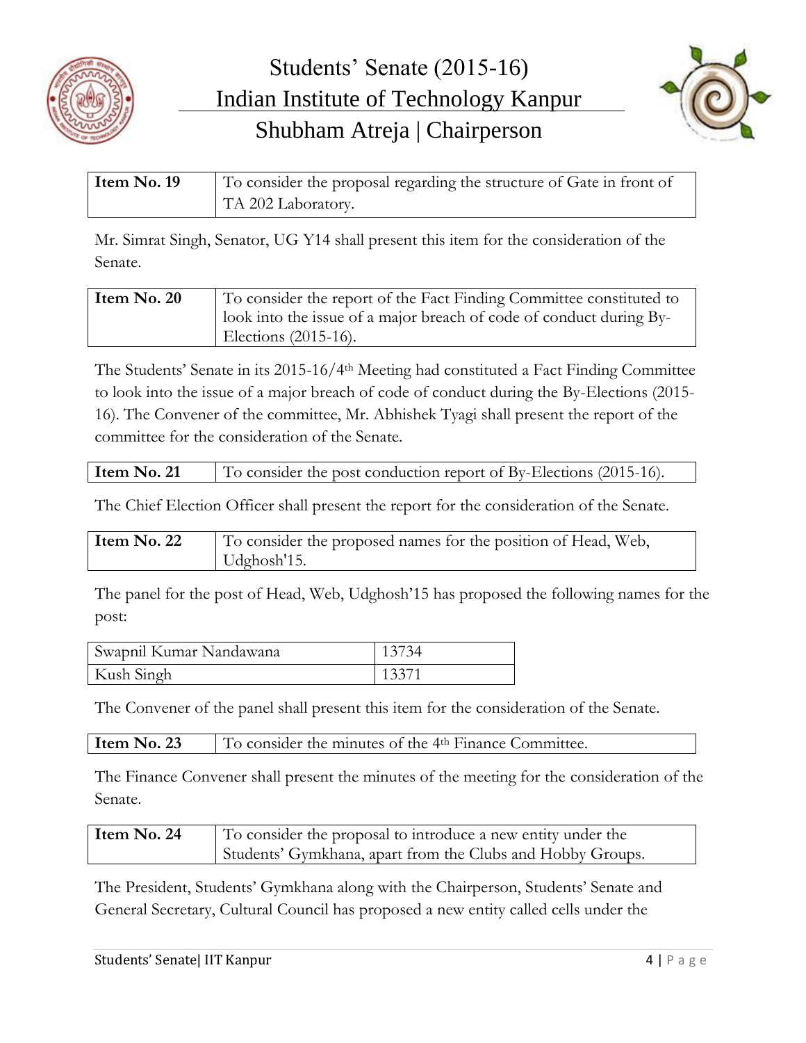| **Item No. 19** | To consider the proposal regarding the structure of Gate in front of TA 202 Laboratory. |
|---|---|

Mr. Simrat Singh, Senator, UG Y14 shall present this item for the consideration of the Senate.

| **Item No. 20** | To consider the report of the Fact Finding Committee constituted to look into the issue of a major breach of code of conduct during By-Elections (2015-16). |
|---|---|

The Students' Senate in its 2015-16/4th Meeting had constituted a Fact Finding Committee to look into the issue of a major breach of code of conduct during the By-Elections (2015-16). The Convener of the committee, Mr. Abhishek Tyagi shall present the report of the committee for the consideration of the Senate.

| **Item No. 21** | To consider the post conduction report of By-Elections (2015-16). |
|---|---|

The Chief Election Officer shall present the report for the consideration of the Senate.

| **Item No. 22** | To consider the proposed names for the position of Head, Web, Udghosh'15. |
|---|---|

The panel for the post of Head, Web, Udghosh'15 has proposed the following names for the post:

| Swapnil Kumar Nandawana | 13734 |
|---|---|
| Kush Singh | 13371 |

The Convener of the panel shall present this item for the consideration of the Senate.

| **Item No. 23** | To consider the minutes of the 4th Finance Committee. |
|---|---|

The Finance Convener shall present the minutes of the meeting for the consideration of the Senate.

| **Item No. 24** | To consider the proposal to introduce a new entity under the Students' Gymkhana, apart from the Clubs and Hobby Groups. |
|---|---|

The President, Students' Gymkhana along with the Chairperson, Students' Senate and General Secretary, Cultural Council has proposed a new entity called cells under the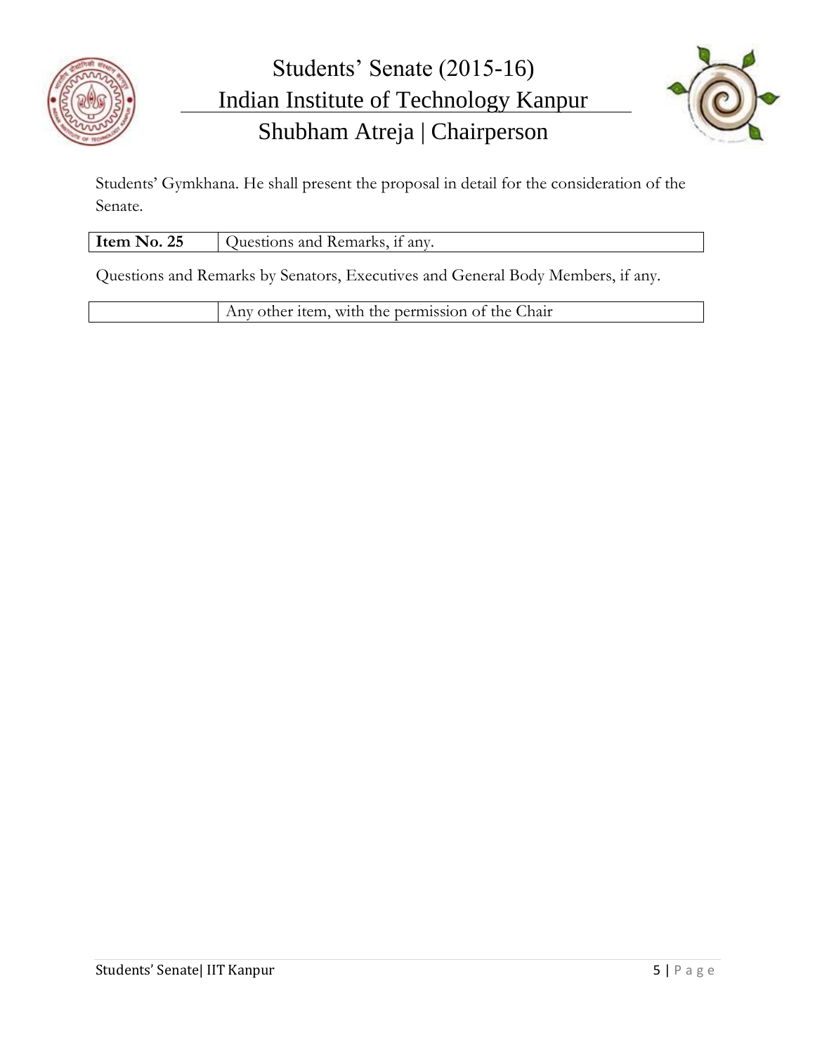Students' Gymkhana. He shall present the proposal in detail for the consideration of the Senate.

| | |
|---|---|
| **Item No. 25** | Questions and Remarks, if any. |

Questions and Remarks by Senators, Executives and General Body Members, if any.

| | |
|---|---|
| | Any other item, with the permission of the Chair |